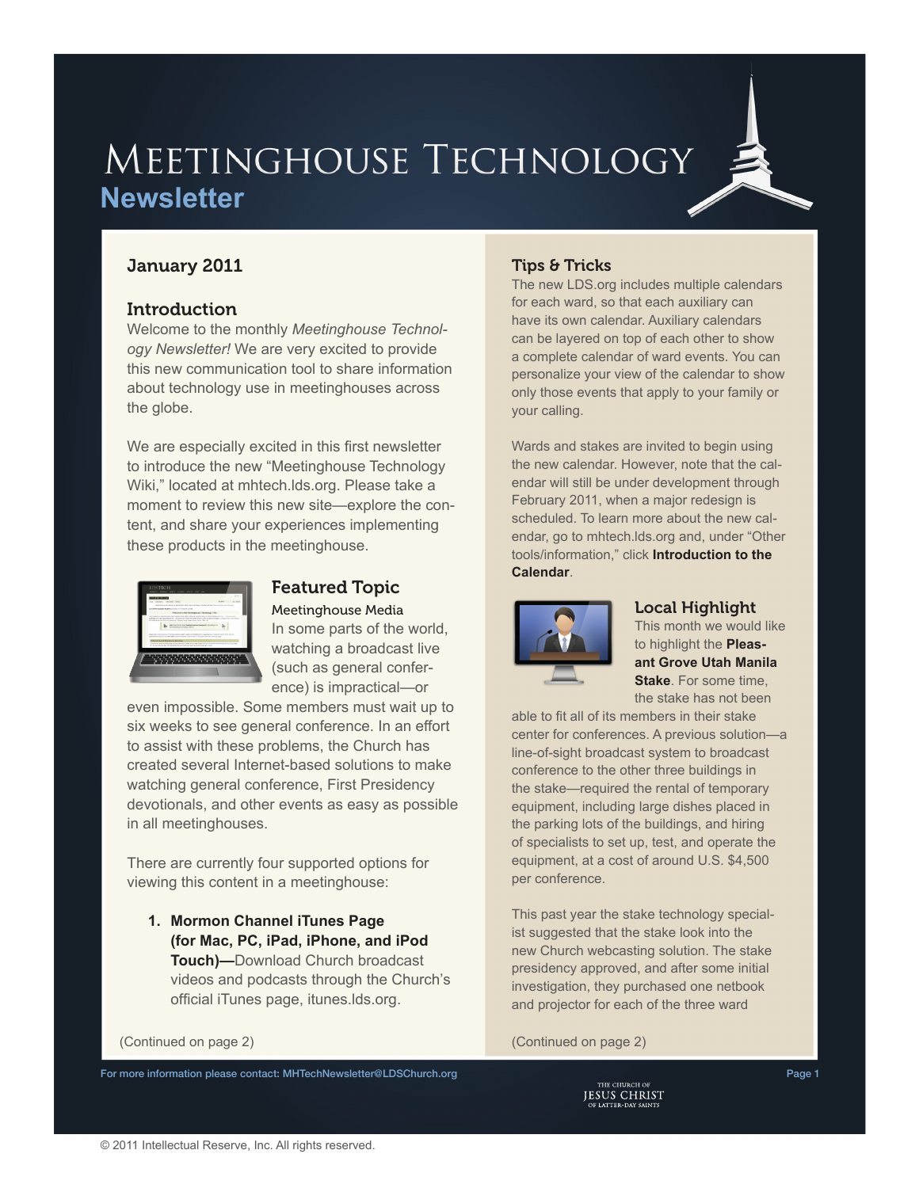# Meetinghouse Technology Newsletter

## January 2011

### Introduction

Welcome to the monthly *Meetinghouse Technology Newsletter!* We are very excited to provide this new communication tool to share information about technology use in meetinghouses across the globe.

We are especially excited in this first newsletter to introduce the new "Meetinghouse Technology Wiki," located at mhtech.lds.org. Please take a moment to review this new site—explore the content, and share your experiences implementing these products in the meetinghouse.

### Featured Topic

Meetinghouse Media

In some parts of the world, watching a broadcast live (such as general conference) is impractical—or even impossible. Some members must wait up to six weeks to see general conference. In an effort to assist with these problems, the Church has created several Internet-based solutions to make watching general conference, First Presidency devotionals, and other events as easy as possible in all meetinghouses.

There are currently four supported options for viewing this content in a meetinghouse:

1. **Mormon Channel iTunes Page (for Mac, PC, iPad, iPhone, and iPod Touch)—**Download Church broadcast videos and podcasts through the Church's official iTunes page, itunes.lds.org.

(Continued on page 2)

### Tips & Tricks

The new LDS.org includes multiple calendars for each ward, so that each auxiliary can have its own calendar. Auxiliary calendars can be layered on top of each other to show a complete calendar of ward events. You can personalize your view of the calendar to show only those events that apply to your family or your calling.

Wards and stakes are invited to begin using the new calendar. However, note that the calendar will still be under development through February 2011, when a major redesign is scheduled. To learn more about the new calendar, go to mhtech.lds.org and, under "Other tools/information," click **Introduction to the Calendar**.

### Local Highlight

This month we would like to highlight the **Pleasant Grove Utah Manila Stake**. For some time, the stake has not been able to fit all of its members in their stake center for conferences. A previous solution—a line-of-sight broadcast system to broadcast conference to the other three buildings in the stake—required the rental of temporary equipment, including large dishes placed in the parking lots of the buildings, and hiring of specialists to set up, test, and operate the equipment, at a cost of around U.S. $4,500 per conference.

This past year the stake technology specialist suggested that the stake look into the new Church webcasting solution. The stake presidency approved, and after some initial investigation, they purchased one netbook and projector for each of the three ward

(Continued on page 2)

For more information please contact: MHTechNewsletter@LDSChurch.org

© 2011 Intellectual Reserve, Inc. All rights reserved.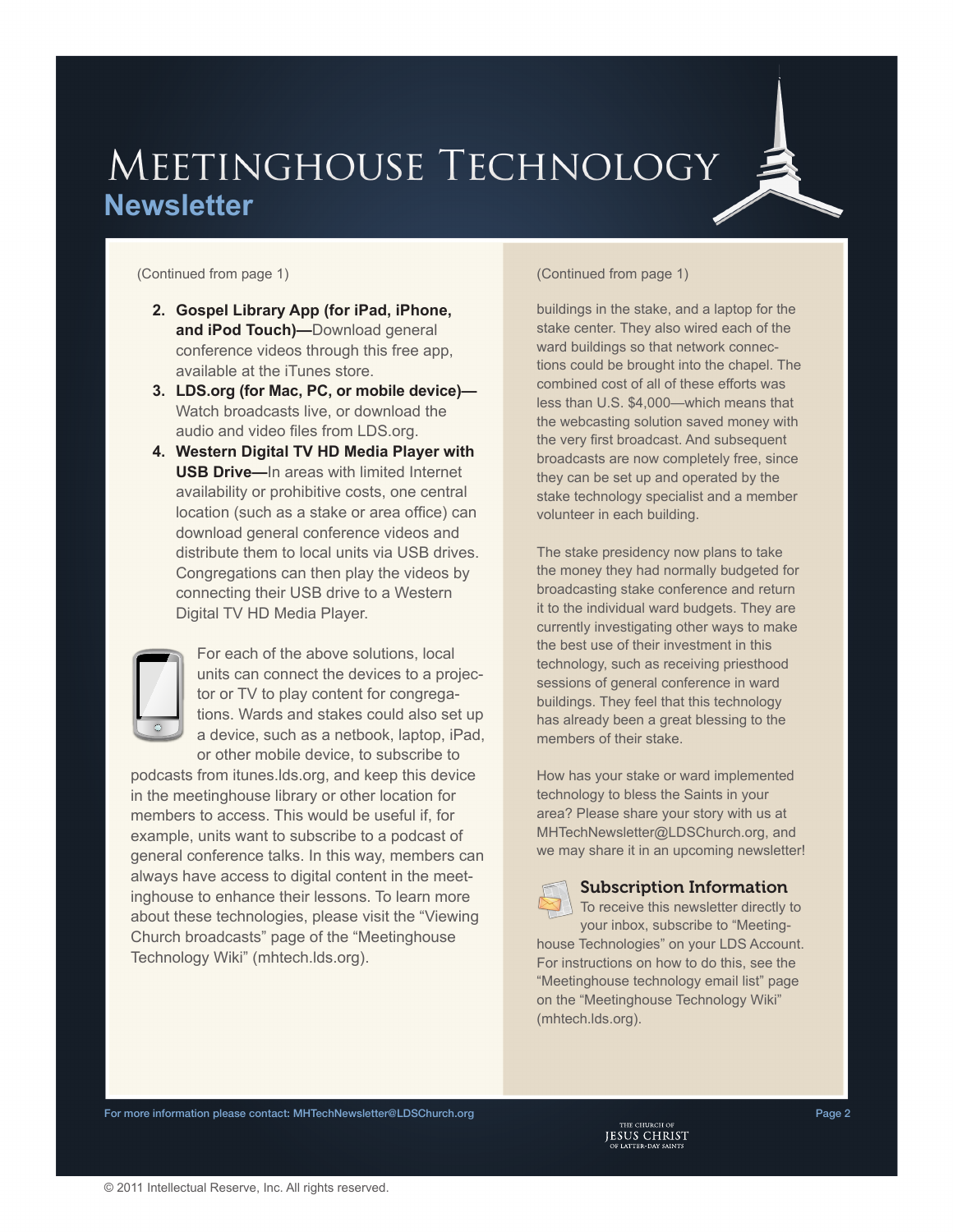# Meetinghouse Technology Newsletter

(Continued from page 1)

2. **Gospel Library App (for iPad, iPhone, and iPod Touch)—**Download general conference videos through this free app, available at the iTunes store.
3. **LDS.org (for Mac, PC, or mobile device)—** Watch broadcasts live, or download the audio and video files from LDS.org.
4. **Western Digital TV HD Media Player with USB Drive—**In areas with limited Internet availability or prohibitive costs, one central location (such as a stake or area office) can download general conference videos and distribute them to local units via USB drives. Congregations can then play the videos by connecting their USB drive to a Western Digital TV HD Media Player.

For each of the above solutions, local units can connect the devices to a projector or TV to play content for congregations. Wards and stakes could also set up a device, such as a netbook, laptop, iPad, or other mobile device, to subscribe to podcasts from itunes.lds.org, and keep this device in the meetinghouse library or other location for members to access. This would be useful if, for example, units want to subscribe to a podcast of general conference talks. In this way, members can always have access to digital content in the meetinghouse to enhance their lessons. To learn more about these technologies, please visit the "Viewing Church broadcasts" page of the "Meetinghouse Technology Wiki" (mhtech.lds.org).

(Continued from page 1)

buildings in the stake, and a laptop for the stake center. They also wired each of the ward buildings so that network connections could be brought into the chapel. The combined cost of all of these efforts was less than U.S. $4,000—which means that the webcasting solution saved money with the very first broadcast. And subsequent broadcasts are now completely free, since they can be set up and operated by the stake technology specialist and a member volunteer in each building.

The stake presidency now plans to take the money they had normally budgeted for broadcasting stake conference and return it to the individual ward budgets. They are currently investigating other ways to make the best use of their investment in this technology, such as receiving priesthood sessions of general conference in ward buildings. They feel that this technology has already been a great blessing to the members of their stake.

How has your stake or ward implemented technology to bless the Saints in your area? Please share your story with us at MHTechNewsletter@LDSChurch.org, and we may share it in an upcoming newsletter!

## Subscription Information

To receive this newsletter directly to your inbox, subscribe to "Meetinghouse Technologies" on your LDS Account. For instructions on how to do this, see the "Meetinghouse technology email list" page on the "Meetinghouse Technology Wiki" (mhtech.lds.org).

For more information please contact: MHTechNewsletter@LDSChurch.org

The Church of Jesus Christ of Latter-day Saints

© 2011 Intellectual Reserve, Inc. All rights reserved.